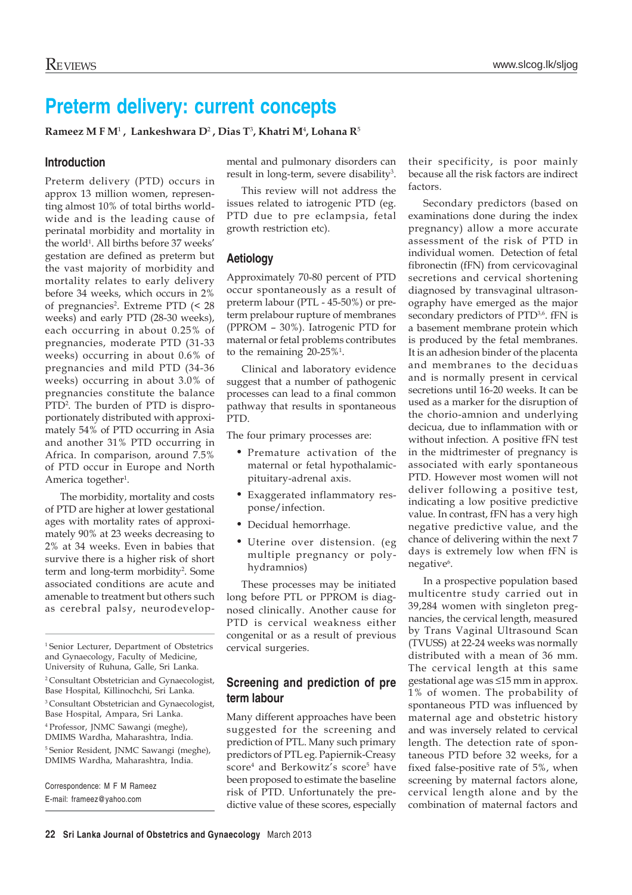# Preterm delivery: current concepts

**Rameez M F M[1], Lankeshwara D[2], Dias T[3], Khatri M[4], Lohana R[5]**

## Introduction

Preterm delivery (PTD) occurs in approx 13 million women, representing almost 10% of total births worldwide and is the leading cause of perinatal morbidity and mortality in the world[1]. All births before 37 weeks' gestation are defined as preterm but the vast majority of morbidity and mortality relates to early delivery before 34 weeks, which occurs in 2% of pregnancies[2]. Extreme PTD (< 28 weeks) and early PTD (28-30 weeks), each occurring in about 0.25% of pregnancies, moderate PTD (31-33 weeks) occurring in about 0.6% of pregnancies and mild PTD (34-36 weeks) occurring in about 3.0% of pregnancies constitute the balance PTD[2]. The burden of PTD is disproportionately distributed with approximately 54% of PTD occurring in Asia and another 31% PTD occurring in Africa. In comparison, around 7.5% of PTD occur in Europe and North America together[1].

The morbidity, mortality and costs of PTD are higher at lower gestational ages with mortality rates of approximately 90% at 23 weeks decreasing to 2% at 34 weeks. Even in babies that survive there is a higher risk of short term and long-term morbidity[2]. Some associated conditions are acute and amenable to treatment but others such as cerebral palsy, neurodevelopmental and pulmonary disorders can result in long-term, severe disability[3].

This review will not address the issues related to iatrogenic PTD (eg. PTD due to pre eclampsia, fetal growth restriction etc).

## Aetiology

Approximately 70-80 percent of PTD occur spontaneously as a result of preterm labour (PTL - 45-50%) or preterm prelabour rupture of membranes (PPROM – 30%). Iatrogenic PTD for maternal or fetal problems contributes to the remaining 20-25%[1].

Clinical and laboratory evidence suggest that a number of pathogenic processes can lead to a final common pathway that results in spontaneous PTD.

The four primary processes are:

- Premature activation of the maternal or fetal hypothalamic-pituitary-adrenal axis.
- Exaggerated inflammatory response/infection.
- Decidual hemorrhage.
- Uterine over distension. (eg multiple pregnancy or polyhydramnios)

These processes may be initiated long before PTL or PPROM is diagnosed clinically. Another cause for PTD is cervical weakness either congenital or as a result of previous cervical surgeries.

## Screening and prediction of pre term labour

Many different approaches have been suggested for the screening and prediction of PTL. Many such primary predictors of PTL eg. Papiernik-Creasy score[4] and Berkowitz's score[5] have been proposed to estimate the baseline risk of PTD. Unfortunately the predictive value of these scores, especially their specificity, is poor mainly because all the risk factors are indirect factors.

Secondary predictors (based on examinations done during the index pregnancy) allow a more accurate assessment of the risk of PTD in individual women. Detection of fetal fibronectin (fFN) from cervicovaginal secretions and cervical shortening diagnosed by transvaginal ultrasonography have emerged as the major secondary predictors of PTD[3,6]. fFN is a basement membrane protein which is produced by the fetal membranes. It is an adhesion binder of the placenta and membranes to the deciduas and is normally present in cervical secretions until 16-20 weeks. It can be used as a marker for the disruption of the chorio-amnion and underlying decicua, due to inflammation with or without infection. A positive fFN test in the midtrimester of pregnancy is associated with early spontaneous PTD. However most women will not deliver following a positive test, indicating a low positive predictive value. In contrast, fFN has a very high negative predictive value, and the chance of delivering within the next 7 days is extremely low when fFN is negative[6].

In a prospective population based multicentre study carried out in 39,284 women with singleton pregnancies, the cervical length, measured by Trans Vaginal Ultrasound Scan (TVUSS) at 22-24 weeks was normally distributed with a mean of 36 mm. The cervical length at this same gestational age was ≤15 mm in approx. 1% of women. The probability of spontaneous PTD was influenced by maternal age and obstetric history and was inversely related to cervical length. The detection rate of spontaneous PTD before 32 weeks, for a fixed false-positive rate of 5%, when screening by maternal factors alone, cervical length alone and by the combination of maternal factors and

---

[1] Senior Lecturer, Department of Obstetrics and Gynaecology, Faculty of Medicine, University of Ruhuna, Galle, Sri Lanka.

[2] Consultant Obstetrician and Gynaecologist, Base Hospital, Killinochchi, Sri Lanka.

[3] Consultant Obstetrician and Gynaecologist, Base Hospital, Ampara, Sri Lanka.

[4] Professor, JNMC Sawangi (meghe), DMIMS Wardha, Maharashtra, India.

[5] Senior Resident, JNMC Sawangi (meghe), DMIMS Wardha, Maharashtra, India.

Correspondence: M F M Rameez
E-mail: frameez@yahoo.com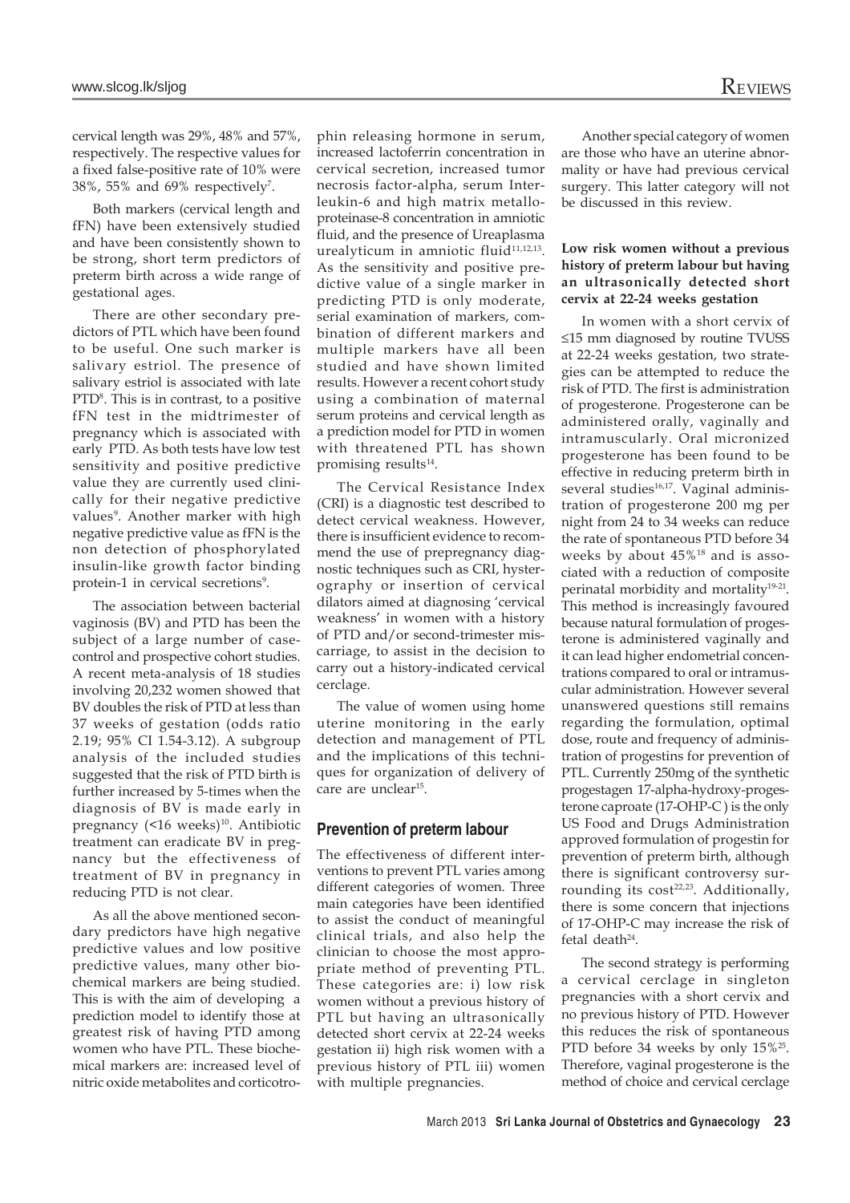cervical length was 29%, 48% and 57%, respectively. The respective values for a fixed false-positive rate of 10% were 38%, 55% and 69% respectively[7].

Both markers (cervical length and fFN) have been extensively studied and have been consistently shown to be strong, short term predictors of preterm birth across a wide range of gestational ages.

There are other secondary predictors of PTL which have been found to be useful. One such marker is salivary estriol. The presence of salivary estriol is associated with late PTD[8]. This is in contrast, to a positive fFN test in the midtrimester of pregnancy which is associated with early PTD. As both tests have low test sensitivity and positive predictive value they are currently used clinically for their negative predictive values[9]. Another marker with high negative predictive value as fFN is the non detection of phosphorylated insulin-like growth factor binding protein-1 in cervical secretions[9].

The association between bacterial vaginosis (BV) and PTD has been the subject of a large number of case-control and prospective cohort studies. A recent meta-analysis of 18 studies involving 20,232 women showed that BV doubles the risk of PTD at less than 37 weeks of gestation (odds ratio 2.19; 95% CI 1.54-3.12). A subgroup analysis of the included studies suggested that the risk of PTD birth is further increased by 5-times when the diagnosis of BV is made early in pregnancy (<16 weeks)[10]. Antibiotic treatment can eradicate BV in pregnancy but the effectiveness of treatment of BV in pregnancy in reducing PTD is not clear.

As all the above mentioned secondary predictors have high negative predictive values and low positive predictive values, many other biochemical markers are being studied. This is with the aim of developing a prediction model to identify those at greatest risk of having PTD among women who have PTL. These biochemical markers are: increased level of nitric oxide metabolites and corticotrophin releasing hormone in serum, increased lactoferrin concentration in cervical secretion, increased tumor necrosis factor-alpha, serum Interleukin-6 and high matrix metalloproteinase-8 concentration in amniotic fluid, and the presence of Ureaplasma urealyticum in amniotic fluid[11,12,13]. As the sensitivity and positive predictive value of a single marker in predicting PTD is only moderate, serial examination of markers, combination of different markers and multiple markers have all been studied and have shown limited results. However a recent cohort study using a combination of maternal serum proteins and cervical length as a prediction model for PTD in women with threatened PTL has shown promising results[14].

The Cervical Resistance Index (CRI) is a diagnostic test described to detect cervical weakness. However, there is insufficient evidence to recommend the use of prepregnancy diagnostic techniques such as CRI, hysterography or insertion of cervical dilators aimed at diagnosing 'cervical weakness' in women with a history of PTD and/or second-trimester miscarriage, to assist in the decision to carry out a history-indicated cervical cerclage.

The value of women using home uterine monitoring in the early detection and management of PTL and the implications of this techniques for organization of delivery of care are unclear[15].

## Prevention of preterm labour

The effectiveness of different interventions to prevent PTL varies among different categories of women. Three main categories have been identified to assist the conduct of meaningful clinical trials, and also help the clinician to choose the most appropriate method of preventing PTL. These categories are: i) low risk women without a previous history of PTL but having an ultrasonically detected short cervix at 22-24 weeks gestation ii) high risk women with a previous history of PTL iii) women with multiple pregnancies.

Another special category of women are those who have an uterine abnormality or have had previous cervical surgery. This latter category will not be discussed in this review.

**Low risk women without a previous history of preterm labour but having an ultrasonically detected short cervix at 22-24 weeks gestation**

In women with a short cervix of ≤15 mm diagnosed by routine TVUSS at 22-24 weeks gestation, two strategies can be attempted to reduce the risk of PTD. The first is administration of progesterone. Progesterone can be administered orally, vaginally and intramuscularly. Oral micronized progesterone has been found to be effective in reducing preterm birth in several studies[16,17]. Vaginal administration of progesterone 200 mg per night from 24 to 34 weeks can reduce the rate of spontaneous PTD before 34 weeks by about 45%[18] and is associated with a reduction of composite perinatal morbidity and mortality[19-21]. This method is increasingly favoured because natural formulation of progesterone is administered vaginally and it can lead higher endometrial concentrations compared to oral or intramuscular administration. However several unanswered questions still remains regarding the formulation, optimal dose, route and frequency of administration of progestins for prevention of PTL. Currently 250mg of the synthetic progestagen 17-alpha-hydroxy-progesterone caproate (17-OHP-C ) is the only US Food and Drugs Administration approved formulation of progestin for prevention of preterm birth, although there is significant controversy surrounding its cost[22,23]. Additionally, there is some concern that injections of 17-OHP-C may increase the risk of fetal death[24].

The second strategy is performing a cervical cerclage in singleton pregnancies with a short cervix and no previous history of PTD. However this reduces the risk of spontaneous PTD before 34 weeks by only 15%[25]. Therefore, vaginal progesterone is the method of choice and cervical cerclage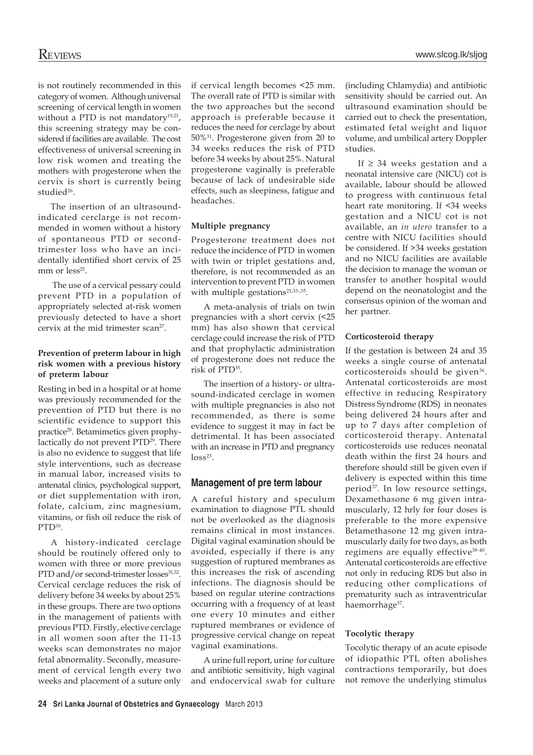is not routinely recommended in this category of women. Although universal screening of cervical length in women without a PTD is not mandatory[19,21], this screening strategy may be considered if facilities are available. The cost effectiveness of universal screening in low risk women and treating the mothers with progesterone when the cervix is short is currently being studied[26].

The insertion of an ultrasound-indicated cerclarge is not recommended in women without a history of spontaneous PTD or second-trimester loss who have an incidentally identified short cervix of 25 mm or less[25].

The use of a cervical pessary could prevent PTD in a population of appropriately selected at-risk women previously detected to have a short cervix at the mid trimester scan[27].

#### Prevention of preterm labour in high risk women with a previous history of preterm labour

Resting in bed in a hospital or at home was previously recommended for the prevention of PTD but there is no scientific evidence to support this practice[28]. Betamimetics given prophylactically do not prevent PTD[29]. There is also no evidence to suggest that life style interventions, such as decrease in manual labor, increased visits to antenatal clinics, psychological support, or diet supplementation with iron, folate, calcium, zinc magnesium, vitamins, or fish oil reduce the risk of PTD[30].

A history-indicated cerclage should be routinely offered only to women with three or more previous PTD and/or second-trimester losses[31,32]. Cervical cerclage reduces the risk of delivery before 34 weeks by about 25% in these groups. There are two options in the management of patients with previous PTD. Firstly, elective cerclage in all women soon after the 11-13 weeks scan demonstrates no major fetal abnormality. Secondly, measurement of cervical length every two weeks and placement of a suture only if cervical length becomes <25 mm. The overall rate of PTD is similar with the two approaches but the second approach is preferable because it reduces the need for cerclage by about 50%[31]. Progesterone given from 20 to 34 weeks reduces the risk of PTD before 34 weeks by about 25%. Natural progesterone vaginally is preferable because of lack of undesirable side effects, such as sleepiness, fatigue and headaches.

#### Multiple pregnancy

Progesterone treatment does not reduce the incidence of PTD in women with twin or triplet gestations and, therefore, is not recommended as an intervention to prevent PTD in women with multiple gestations[21,33-,35].

A meta-analysis of trials on twin pregnancies with a short cervix (<25 mm) has also shown that cervical cerclage could increase the risk of PTD and that prophylactic administration of progesterone does not reduce the risk of PTD[35].

The insertion of a history- or ultrasound-indicated cerclage in women with multiple pregnancies is also not recommended, as there is some evidence to suggest it may in fact be detrimental. It has been associated with an increase in PTD and pregnancy loss[25].

## Management of pre term labour

A careful history and speculum examination to diagnose PTL should not be overlooked as the diagnosis remains clinical in most instances. Digital vaginal examination should be avoided, especially if there is any suggestion of ruptured membranes as this increases the risk of ascending infections. The diagnosis should be based on regular uterine contractions occurring with a frequency of at least one every 10 minutes and either ruptured membranes or evidence of progressive cervical change on repeat vaginal examinations.

A urine full report, urine for culture and antibiotic sensitivity, high vaginal and endocervical swab for culture (including Chlamydia) and antibiotic sensitivity should be carried out. An ultrasound examination should be carried out to check the presentation, estimated fetal weight and liquor volume, and umbilical artery Doppler studies.

If ≥ 34 weeks gestation and a neonatal intensive care (NICU) cot is available, labour should be allowed to progress with continuous fetal heart rate monitoring. If <34 weeks gestation and a NICU cot is not available, an *in utero* transfer to a centre with NICU facilities should be considered. If >34 weeks gestation and no NICU facilities are available the decision to manage the woman or transfer to another hospital would depend on the neonatologist and the consensus opinion of the woman and her partner.

#### Corticosteroid therapy

If the gestation is between 24 and 35 weeks a single course of antenatal corticosteroids should be given[36]. Antenatal corticosteroids are most effective in reducing Respiratory Distress Syndrome (RDS) in neonates being delivered 24 hours after and up to 7 days after completion of corticosteroid therapy. Antenatal corticosteroids use reduces neonatal death within the first 24 hours and therefore should still be given even if delivery is expected within this time period[37]. In low resource settings, Dexamethasone 6 mg given intramuscularly, 12 hrly for four doses is preferable to the more expensive Betamethasone 12 mg given intramuscularly daily for two days, as both regimens are equally effective[38-40]. Antenatal corticosteroids are effective not only in reducing RDS but also in reducing other complications of prematurity such as intraventricular haemorrhage[37].

#### Tocolytic therapy

Tocolytic therapy of an acute episode of idiopathic PTL often abolishes contractions temporarily, but does not remove the underlying stimulus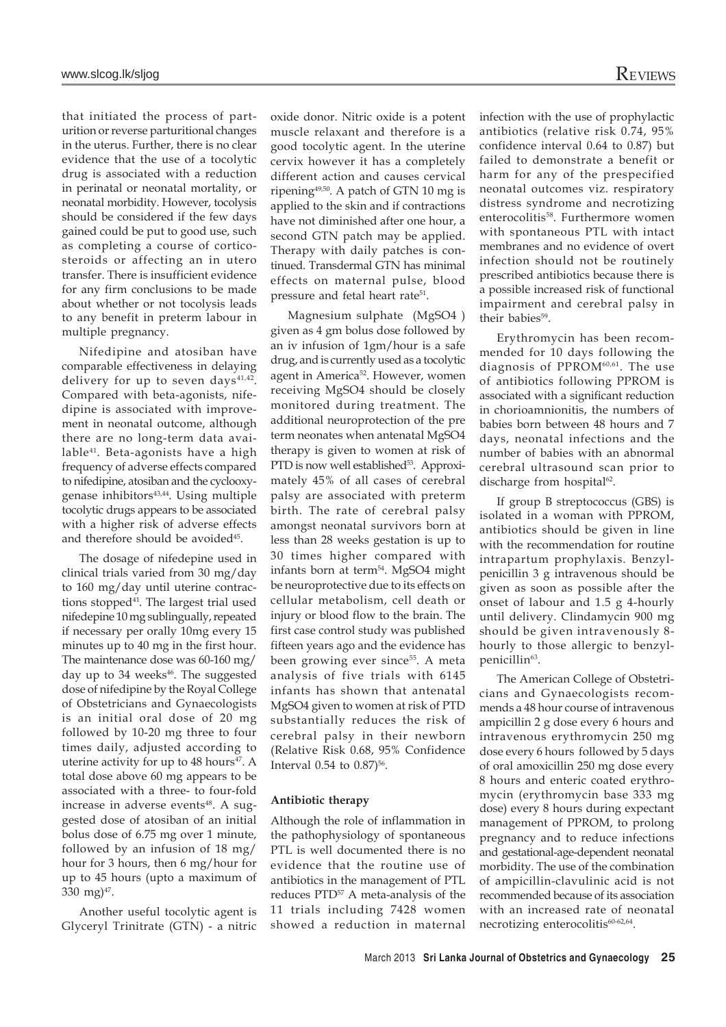that initiated the process of parturition or reverse parturitional changes in the uterus. Further, there is no clear evidence that the use of a tocolytic drug is associated with a reduction in perinatal or neonatal mortality, or neonatal morbidity. However, tocolysis should be considered if the few days gained could be put to good use, such as completing a course of corticosteroids or affecting an in utero transfer. There is insufficient evidence for any firm conclusions to be made about whether or not tocolysis leads to any benefit in preterm labour in multiple pregnancy.

Nifedipine and atosiban have comparable effectiveness in delaying delivery for up to seven days[41,42]. Compared with beta-agonists, nifedipine is associated with improvement in neonatal outcome, although there are no long-term data available[41]. Beta-agonists have a high frequency of adverse effects compared to nifedipine, atosiban and the cyclooxygenase inhibitors[43,44]. Using multiple tocolytic drugs appears to be associated with a higher risk of adverse effects and therefore should be avoided[45].

The dosage of nifedepine used in clinical trials varied from 30 mg/day to 160 mg/day until uterine contractions stopped[41]. The largest trial used nifedipine 10 mg sublingually, repeated if necessary per orally 10mg every 15 minutes up to 40 mg in the first hour. The maintenance dose was 60-160 mg/day up to 34 weeks[46]. The suggested dose of nifedipine by the Royal College of Obstetricians and Gynaecologists is an initial oral dose of 20 mg followed by 10-20 mg three to four times daily, adjusted according to uterine activity for up to 48 hours[47]. A total dose above 60 mg appears to be associated with a three- to four-fold increase in adverse events[48]. A suggested dose of atosiban of an initial bolus dose of 6.75 mg over 1 minute, followed by an infusion of 18 mg/hour for 3 hours, then 6 mg/hour for up to 45 hours (upto a maximum of 330 mg)[47].

Another useful tocolytic agent is Glyceryl Trinitrate (GTN) - a nitric oxide donor. Nitric oxide is a potent muscle relaxant and therefore is a good tocolytic agent. In the uterine cervix however it has a completely different action and causes cervical ripening[49,50]. A patch of GTN 10 mg is applied to the skin and if contractions have not diminished after one hour, a second GTN patch may be applied. Therapy with daily patches is continued. Transdermal GTN has minimal effects on maternal pulse, blood pressure and fetal heart rate[51].

Magnesium sulphate (MgSO4 ) given as 4 gm bolus dose followed by an iv infusion of 1gm/hour is a safe drug, and is currently used as a tocolytic agent in America[52]. However, women receiving MgSO4 should be closely monitored during treatment. The additional neuroprotection of the pre term neonates when antenatal MgSO4 therapy is given to women at risk of PTD is now well established[53]. Approximately 45% of all cases of cerebral palsy are associated with preterm birth. The rate of cerebral palsy amongst neonatal survivors born at less than 28 weeks gestation is up to 30 times higher compared with infants born at term[54]. MgSO4 might be neuroprotective due to its effects on cellular metabolism, cell death or injury or blood flow to the brain. The first case control study was published fifteen years ago and the evidence has been growing ever since[55]. A meta analysis of five trials with 6145 infants has shown that antenatal MgSO4 given to women at risk of PTD substantially reduces the risk of cerebral palsy in their newborn (Relative Risk 0.68, 95% Confidence Interval 0.54 to 0.87)[56].

### Antibiotic therapy

Although the role of inflammation in the pathophysiology of spontaneous PTL is well documented there is no evidence that the routine use of antibiotics in the management of PTL reduces PTD[57] A meta-analysis of the 11 trials including 7428 women showed a reduction in maternal infection with the use of prophylactic antibiotics (relative risk 0.74, 95% confidence interval 0.64 to 0.87) but failed to demonstrate a benefit or harm for any of the prespecified neonatal outcomes viz. respiratory distress syndrome and necrotizing enterocolitis[58]. Furthermore women with spontaneous PTL with intact membranes and no evidence of overt infection should not be routinely prescribed antibiotics because there is a possible increased risk of functional impairment and cerebral palsy in their babies[59].

Erythromycin has been recommended for 10 days following the diagnosis of PPROM[60,61]. The use of antibiotics following PPROM is associated with a significant reduction in chorioamnionitis, the numbers of babies born between 48 hours and 7 days, neonatal infections and the number of babies with an abnormal cerebral ultrasound scan prior to discharge from hospital[62].

If group B streptococcus (GBS) is isolated in a woman with PPROM, antibiotics should be given in line with the recommendation for routine intrapartum prophylaxis. Benzylpenicillin 3 g intravenous should be given as soon as possible after the onset of labour and 1.5 g 4-hourly until delivery. Clindamycin 900 mg should be given intravenously 8-hourly to those allergic to benzylpenicillin[63].

The American College of Obstetricians and Gynaecologists recommends a 48 hour course of intravenous ampicillin 2 g dose every 6 hours and intravenous erythromycin 250 mg dose every 6 hours followed by 5 days of oral amoxicillin 250 mg dose every 8 hours and enteric coated erythromycin (erythromycin base 333 mg dose) every 8 hours during expectant management of PPROM, to prolong pregnancy and to reduce infections and gestational-age-dependent neonatal morbidity. The use of the combination of ampicillin-clavulinic acid is not recommended because of its association with an increased rate of neonatal necrotizing enterocolitis[60-62,64].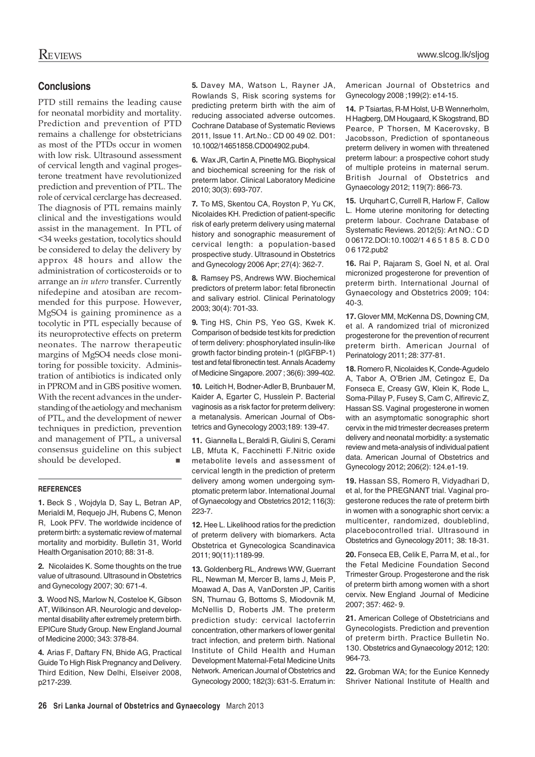## Conclusions

PTD still remains the leading cause for neonatal morbidity and mortality. Prediction and prevention of PTD remains a challenge for obstetricians as most of the PTDs occur in women with low risk. Ultrasound assessment of cervical length and vaginal progesterone treatment have revolutionized prediction and prevention of PTL. The role of cervical cerclarge has decreased. The diagnosis of PTL remains mainly clinical and the investigations would assist in the management. In PTL of <34 weeks gestation, tocolytics should be considered to delay the delivery by approx 48 hours and allow the administration of corticosteroids or to arrange an *in utero* transfer. Currently nifedepine and atosiban are recommended for this purpose. However, MgSO4 is gaining prominence as a tocolytic in PTL especially because of its neuroprotective effects on preterm neonates. The narrow therapeutic margins of MgSO4 needs close monitoring for possible toxicity. Administration of antibiotics is indicated only in PPROM and in GBS positive women. With the recent advances in the understanding of the aetiology and mechanism of PTL, and the development of newer techniques in prediction, prevention and management of PTL, a universal consensus guideline on this subject should be developed. ■

#### REFERENCES

**1.** Beck S , Wojdyla D, Say L, Betran AP, Merialdi M, Requejo JH, Rubens C, Menon R, Look PFV. The worldwide incidence of preterm birth: a systematic review of maternal mortality and morbidity. Bulletin 31, World Health Organisation 2010; 88: 31-8.

**2.** Nicolaides K. Some thoughts on the true value of ultrasound. Ultrasound in Obstetrics and Gynecology 2007; 30: 671-4.

**3.** Wood NS, Marlow N, Costeloe K, Gibson AT, Wilkinson AR. Neurologic and developmental disability after extremely preterm birth. EPICure Study Group. New England Journal of Medicine 2000; 343: 378-84.

**4.** Arias F, Daftary FN, Bhide AG, Practical Guide To High Risk Pregnancy and Delivery. Third Edition, New Delhi, Elseiver 2008, p217-239.

**5.** Davey MA, Watson L, Rayner JA, Rowlands S, Risk scoring systems for predicting preterm birth with the aim of reducing associated adverse outcomes. Cochrane Database of Systematic Reviews 2011, Issue 11. Art.No.: CD 00 49 02. D01: 10.1002/14651858.CD004902.pub4.

**6.** Wax JR, Cartin A, Pinette MG. Biophysical and biochemical screening for the risk of preterm labor. Clinical Laboratory Medicine 2010; 30(3): 693-707.

**7.** To MS, Skentou CA, Royston P, Yu CK, Nicolaides KH. Prediction of patient-specific risk of early preterm delivery using maternal history and sonographic measurement of cervical length: a population-based prospective study. Ultrasound in Obstetrics and Gynecology 2006 Apr; 27(4): 362-7.

**8.** Ramsey PS, Andrews WW. Biochemical predictors of preterm labor: fetal fibronectin and salivary estriol. Clinical Perinatology 2003; 30(4): 701-33.

**9.** Ting HS, Chin PS, Yeo GS, Kwek K. Comparison of bedside test kits for prediction of term delivery: phosphorylated insulin-like growth factor binding protein-1 (pIGFBP-1) test and fetal fibronectin test. Annals Academy of Medicine Singapore. 2007 ; 36(6): 399-402.

**10.** Leitich H, Bodner-Adler B, Brunbauer M, Kaider A, Egarter C, Husslein P. Bacterial vaginosis as a risk factor for preterm delivery: a metanalysis. American Journal of Obstetrics and Gynecology 2003;189: 139-47.

**11.** Giannella L, Beraldi R, Giulini S, Cerami LB, Mfuta K, Facchinetti F.Nitric oxide metabolite levels and assessment of cervical length in the prediction of preterm delivery among women undergoing symptomatic preterm labor. International Journal of Gynaecology and Obstetrics 2012; 116(3): 223-7.

**12.** Hee L. Likelihood ratios for the prediction of preterm delivery with biomarkers. Acta Obstetrica et Gynecologica Scandinavica 2011; 90(11):1189-99.

**13.** Goldenberg RL, Andrews WW, Guerrant RL, Newman M, Mercer B, Iams J, Meis P, Moawad A, Das A, VanDorsten JP, Caritis SN, Thurnau G, Bottoms S, Miodovnik M, McNellis D, Roberts JM. The preterm prediction study: cervical lactoferrin concentration, other markers of lower genital tract infection, and preterm birth. National Institute of Child Health and Human Development Maternal-Fetal Medicine Units Network. American Journal of Obstetrics and Gynecology 2000; 182(3): 631-5. Erratum in: American Journal of Obstetrics and Gynecology 2008 ;199(2): e14-15.

**14.** P Tsiartas, R-M Holst, U-B Wennerholm, H Hagberg, DM Hougaard, K Skogstrand, BD Pearce, P Thorsen, M Kacerovsky, B Jacobsson, Prediction of spontaneous preterm delivery in women with threatened preterm labour: a prospective cohort study of multiple proteins in maternal serum. British Journal of Obstetrics and Gynaecology 2012; 119(7): 866-73.

**15.** Urquhart C, Currell R, Harlow F, Callow L. Home uterine monitoring for detecting preterm labour. Cochrane Database of Systematic Reviews. 2012(5): Art NO.: C D 0 06172.DOI:10.1002/1 4 6 5 1 8 5 8. C D 0 0 6 172.pub2

**16.** Rai P, Rajaram S, Goel N, et al. Oral micronized progesterone for prevention of preterm birth. International Journal of Gynaecology and Obstetrics 2009; 104: 40-3.

**17.** Glover MM, McKenna DS, Downing CM, et al. A randomized trial of micronized progesterone for the prevention of recurrent preterm birth. American Journal of Perinatology 2011; 28: 377-81.

**18.** Romero R, Nicolaides K, Conde-Agudelo A, Tabor A, O'Brien JM, Cetingoz E, Da Fonseca E, Creasy GW, Klein K, Rode L, Soma-Pillay P, Fusey S, Cam C, Alfirevic Z, Hassan SS. Vaginal progesterone in women with an asymptomatic sonographic short cervix in the mid trimester decreases preterm delivery and neonatal morbidity: a systematic review and meta-analysis of individual patient data. American Journal of Obstetrics and Gynecology 2012; 206(2): 124.e1-19.

**19.** Hassan SS, Romero R, Vidyadhari D, et al, for the PREGNANT trial. Vaginal progesterone reduces the rate of preterm birth in women with a sonographic short cervix: a multicenter, randomized, doubleblind, placebocontrolled trial. Ultrasound in Obstetrics and Gynecology 2011; 38: 18-31.

**20.** Fonseca EB, Celik E, Parra M, et al., for the Fetal Medicine Foundation Second Trimester Group. Progesterone and the risk of preterm birth among women with a short cervix. New England Journal of Medicine 2007; 357: 462- 9.

**21.** American College of Obstetricians and Gynecologists. Prediction and prevention of preterm birth. Practice Bulletin No. 130. Obstetrics and Gynaecology 2012; 120: 964-73.

**22.** Grobman WA; for the Eunice Kennedy Shriver National Institute of Health and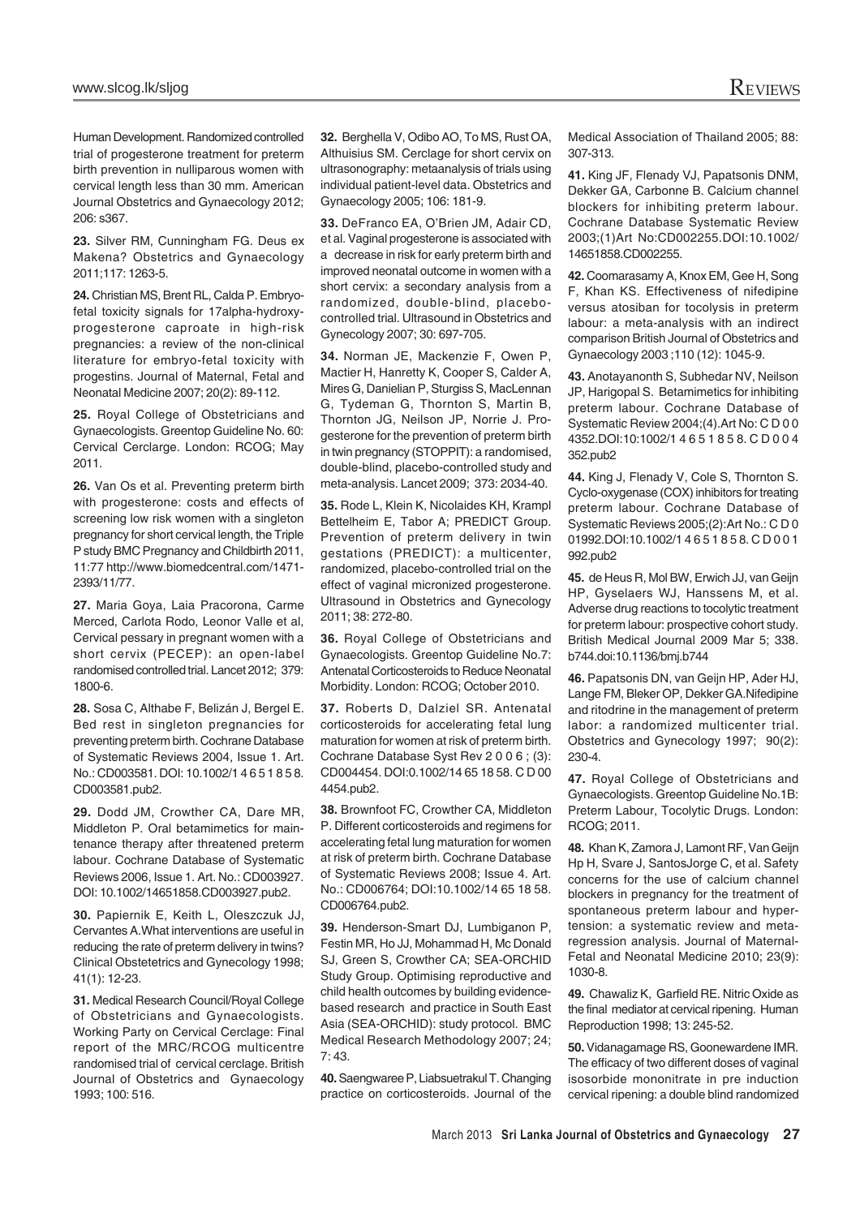Human Development. Randomized controlled trial of progesterone treatment for preterm birth prevention in nulliparous women with cervical length less than 30 mm. American Journal Obstetrics and Gynaecology 2012; 206: s367.

**23.** Silver RM, Cunningham FG. Deus ex Makena? Obstetrics and Gynaecology 2011;117: 1263-5.

**24.** Christian MS, Brent RL, Calda P. Embryo-fetal toxicity signals for 17alpha-hydroxy-progesterone caproate in high-risk pregnancies: a review of the non-clinical literature for embryo-fetal toxicity with progestins. Journal of Maternal, Fetal and Neonatal Medicine 2007; 20(2): 89-112.

**25.** Royal College of Obstetricians and Gynaecologists. Greentop Guideline No. 60: Cervical Cerclarge. London: RCOG; May 2011.

**26.** Van Os et al. Preventing preterm birth with progesterone: costs and effects of screening low risk women with a singleton pregnancy for short cervical length, the Triple P study BMC Pregnancy and Childbirth 2011, 11:77 http://www.biomedcentral.com/1471-2393/11/77.

**27.** Maria Goya, Laia Pracorona, Carme Merced, Carlota Rodo, Leonor Valle et al, Cervical pessary in pregnant women with a short cervix (PECEP): an open-label randomised controlled trial. Lancet 2012; 379: 1800-6.

**28.** Sosa C, Althabe F, Belizán J, Bergel E. Bed rest in singleton pregnancies for preventing preterm birth. Cochrane Database of Systematic Reviews 2004, Issue 1. Art. No.: CD003581. DOI: 10.1002/1 4 6 5 1 8 5 8. CD003581.pub2.

**29.** Dodd JM, Crowther CA, Dare MR, Middleton P. Oral betamimetics for maintenance therapy after threatened preterm labour. Cochrane Database of Systematic Reviews 2006, Issue 1. Art. No.: CD003927. DOI: 10.1002/14651858.CD003927.pub2.

**30.** Papiernik E, Keith L, Oleszczuk JJ, Cervantes A.What interventions are useful in reducing the rate of preterm delivery in twins? Clinical Obstetetrics and Gynecology 1998; 41(1): 12-23.

**31.** Medical Research Council/Royal College of Obstetricians and Gynaecologists. Working Party on Cervical Cerclage: Final report of the MRC/RCOG multicentre randomised trial of cervical cerclage. British Journal of Obstetrics and Gynaecology 1993; 100: 516.

**32.** Berghella V, Odibo AO, To MS, Rust OA, Althuisius SM. Cerclage for short cervix on ultrasonography: metaanalysis of trials using individual patient-level data. Obstetrics and Gynaecology 2005; 106: 181-9.

**33.** DeFranco EA, O'Brien JM, Adair CD, et al. Vaginal progesterone is associated with a decrease in risk for early preterm birth and improved neonatal outcome in women with a short cervix: a secondary analysis from a randomized, double-blind, placebo-controlled trial. Ultrasound in Obstetrics and Gynecology 2007; 30: 697-705.

**34.** Norman JE, Mackenzie F, Owen P, Mactier H, Hanretty K, Cooper S, Calder A, Mires G, Danielian P, Sturgiss S, MacLennan G, Tydeman G, Thornton S, Martin B, Thornton JG, Neilson JP, Norrie J. Progesterone for the prevention of preterm birth in twin pregnancy (STOPPIT): a randomised, double-blind, placebo-controlled study and meta-analysis. Lancet 2009; 373: 2034-40.

**35.** Rode L, Klein K, Nicolaides KH, Krampl Bettelheim E, Tabor A; PREDICT Group. Prevention of preterm delivery in twin gestations (PREDICT): a multicenter, randomized, placebo-controlled trial on the effect of vaginal micronized progesterone. Ultrasound in Obstetrics and Gynecology 2011; 38: 272-80.

**36.** Royal College of Obstetricians and Gynaecologists. Greentop Guideline No.7: Antenatal Corticosteroids to Reduce Neonatal Morbidity. London: RCOG; October 2010.

**37.** Roberts D, Dalziel SR. Antenatal corticosteroids for accelerating fetal lung maturation for women at risk of preterm birth. Cochrane Database Syst Rev 2 0 0 6 ; (3): CD004454. DOI:0.1002/14 65 18 58. C D 00 4454.pub2.

**38.** Brownfoot FC, Crowther CA, Middleton P. Different corticosteroids and regimens for accelerating fetal lung maturation for women at risk of preterm birth. Cochrane Database of Systematic Reviews 2008; Issue 4. Art. No.: CD006764; DOI:10.1002/14 65 18 58. CD006764.pub2.

**39.** Henderson-Smart DJ, Lumbiganon P, Festin MR, Ho JJ, Mohammad H, Mc Donald SJ, Green S, Crowther CA; SEA-ORCHID Study Group. Optimising reproductive and child health outcomes by building evidence-based research and practice in South East Asia (SEA-ORCHID): study protocol. BMC Medical Research Methodology 2007; 24; 7: 43.

**40.** Saengwaree P, Liabsuetrakul T. Changing practice on corticosteroids. Journal of the Medical Association of Thailand 2005; 88: 307-313.

**41.** King JF, Flenady VJ, Papatsonis DNM, Dekker GA, Carbonne B. Calcium channel blockers for inhibiting preterm labour. Cochrane Database Systematic Review 2003;(1)Art No:CD002255.DOI:10.1002/14651858.CD002255.

**42.** Coomarasamy A, Knox EM, Gee H, Song F, Khan KS. Effectiveness of nifedipine versus atosiban for tocolysis in preterm labour: a meta-analysis with an indirect comparison British Journal of Obstetrics and Gynaecology 2003 ;110 (12): 1045-9.

**43.** Anotayanonth S, Subhedar NV, Neilson JP, Harigopal S. Betamimetics for inhibiting preterm labour. Cochrane Database of Systematic Review 2004;(4).Art No: C D 0 0 4352.DOI:10:1002/1 4 6 5 1 8 5 8. C D 0 0 4 352.pub2

**44.** King J, Flenady V, Cole S, Thornton S. Cyclo-oxygenase (COX) inhibitors for treating preterm labour. Cochrane Database of Systematic Reviews 2005;(2):Art No.: C D 0 01992.DOI:10.1002/1 4 6 5 1 8 5 8. C D 0 0 1 992.pub2

**45.** de Heus R, Mol BW, Erwich JJ, van Geijn HP, Gyselaers WJ, Hanssens M, et al. Adverse drug reactions to tocolytic treatment for preterm labour: prospective cohort study. British Medical Journal 2009 Mar 5; 338. b744.doi:10.1136/bmj.b744

**46.** Papatsonis DN, van Geijn HP, Ader HJ, Lange FM, Bleker OP, Dekker GA.Nifedipine and ritodrine in the management of preterm labor: a randomized multicenter trial. Obstetrics and Gynecology 1997; 90(2): 230-4.

**47.** Royal College of Obstetricians and Gynaecologists. Greentop Guideline No.1B: Preterm Labour, Tocolytic Drugs. London: RCOG; 2011.

**48.** Khan K, Zamora J, Lamont RF, Van Geijn Hp H, Svare J, SantosJorge C, et al. Safety concerns for the use of calcium channel blockers in pregnancy for the treatment of spontaneous preterm labour and hypertension: a systematic review and meta-regression analysis. Journal of Maternal-Fetal and Neonatal Medicine 2010; 23(9): 1030-8.

**49.** Chawaliz K, Garfield RE. Nitric Oxide as the final mediator at cervical ripening. Human Reproduction 1998; 13: 245-52.

**50.** Vidanagamage RS, Goonewardene IMR. The efficacy of two different doses of vaginal isosorbide mononitrate in pre induction cervical ripening: a double blind randomized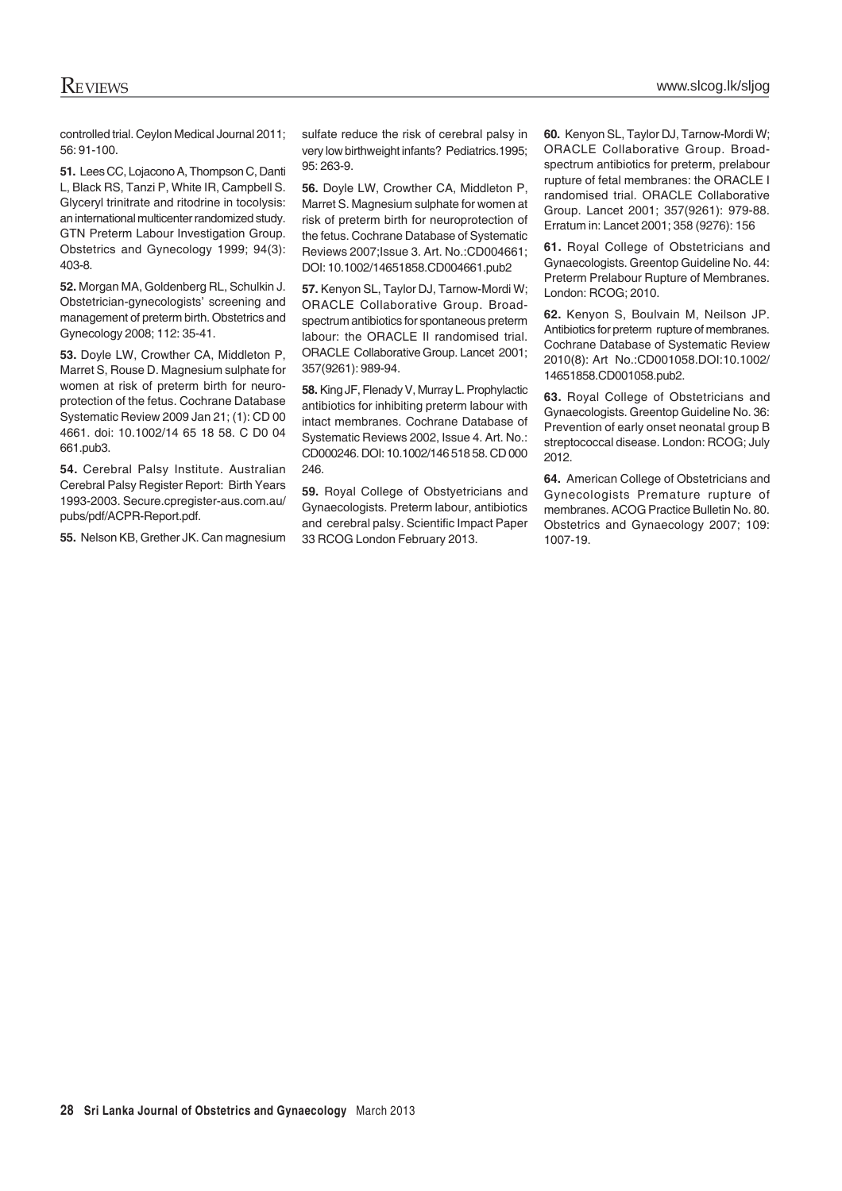controlled trial. Ceylon Medical Journal 2011; 56: 91-100.

**51.** Lees CC, Lojacono A, Thompson C, Danti L, Black RS, Tanzi P, White IR, Campbell S. Glyceryl trinitrate and ritodrine in tocolysis: an international multicenter randomized study. GTN Preterm Labour Investigation Group. Obstetrics and Gynecology 1999; 94(3): 403-8.

**52.** Morgan MA, Goldenberg RL, Schulkin J. Obstetrician-gynecologists' screening and management of preterm birth. Obstetrics and Gynecology 2008; 112: 35-41.

**53.** Doyle LW, Crowther CA, Middleton P, Marret S, Rouse D. Magnesium sulphate for women at risk of preterm birth for neuroprotection of the fetus. Cochrane Database Systematic Review 2009 Jan 21; (1): CD 00 4661. doi: 10.1002/14 65 18 58. C D0 04 661.pub3.

**54.** Cerebral Palsy Institute. Australian Cerebral Palsy Register Report: Birth Years 1993-2003. Secure.cpregister-aus.com.au/pubs/pdf/ACPR-Report.pdf.

**55.** Nelson KB, Grether JK. Can magnesium sulfate reduce the risk of cerebral palsy in very low birthweight infants? Pediatrics.1995; 95: 263-9.

**56.** Doyle LW, Crowther CA, Middleton P, Marret S. Magnesium sulphate for women at risk of preterm birth for neuroprotection of the fetus. Cochrane Database of Systematic Reviews 2007;Issue 3. Art. No.:CD004661; DOI: 10.1002/14651858.CD004661.pub2

**57.** Kenyon SL, Taylor DJ, Tarnow-Mordi W; ORACLE Collaborative Group. Broad-spectrum antibiotics for spontaneous preterm labour: the ORACLE II randomised trial. ORACLE Collaborative Group. Lancet 2001; 357(9261): 989-94.

**58.** King JF, Flenady V, Murray L. Prophylactic antibiotics for inhibiting preterm labour with intact membranes. Cochrane Database of Systematic Reviews 2002, Issue 4. Art. No.: CD000246. DOI: 10.1002/146 518 58. CD 000 246.

**59.** Royal College of Obstyetricians and Gynaecologists. Preterm labour, antibiotics and cerebral palsy. Scientific Impact Paper 33 RCOG London February 2013.

**60.** Kenyon SL, Taylor DJ, Tarnow-Mordi W; ORACLE Collaborative Group. Broad-spectrum antibiotics for preterm, prelabour rupture of fetal membranes: the ORACLE I randomised trial. ORACLE Collaborative Group. Lancet 2001; 357(9261): 979-88. Erratum in: Lancet 2001; 358 (9276): 156

**61.** Royal College of Obstetricians and Gynaecologists. Greentop Guideline No. 44: Preterm Prelabour Rupture of Membranes. London: RCOG; 2010.

**62.** Kenyon S, Boulvain M, Neilson JP. Antibiotics for preterm rupture of membranes. Cochrane Database of Systematic Review 2010(8): Art No.:CD001058.DOI:10.1002/14651858.CD001058.pub2.

**63.** Royal College of Obstetricians and Gynaecologists. Greentop Guideline No. 36: Prevention of early onset neonatal group B streptococcal disease. London: RCOG; July 2012.

**64.** American College of Obstetricians and Gynecologists Premature rupture of membranes. ACOG Practice Bulletin No. 80. Obstetrics and Gynaecology 2007; 109: 1007-19.